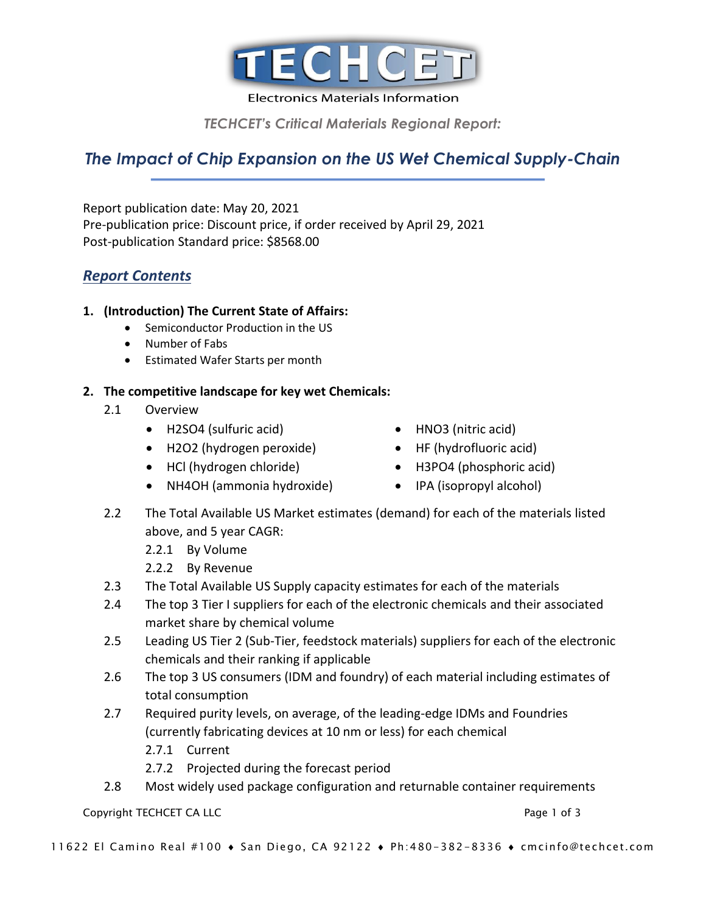# TECHCET

Electronics Materials Information

*TECHCET's Critical Materials Regional Report:*

## *The Impact of Chip Expansion on the US Wet Chemical Supply-Chain*

Report publication date: May 20, 2021
Pre-publication price: Discount price, if order received by April 29, 2021
Post-publication Standard price: $8568.00

## *Report Contents*

1. **(Introduction) The Current State of Affairs:**
   - Semiconductor Production in the US
   - Number of Fabs
   - Estimated Wafer Starts per month

2. **The competitive landscape for key wet Chemicals:**

   2.1 Overview
   - $H_2SO_4$ (sulfuric acid)
   - $H_2O_2$ (hydrogen peroxide)
   - HCl (hydrogen chloride)
   - $NH_4OH$ (ammonia hydroxide)
   - $HNO_3$ (nitric acid)
   - HF (hydrofluoric acid)
   - $H_3PO_4$ (phosphoric acid)
   - IPA (isopropyl alcohol)

   2.2 The Total Available US Market estimates (demand) for each of the materials listed above, and 5 year CAGR:

   2.2.1 By Volume

   2.2.2 By Revenue

   2.3 The Total Available US Supply capacity estimates for each of the materials

   2.4 The top 3 Tier I suppliers for each of the electronic chemicals and their associated market share by chemical volume

   2.5 Leading US Tier 2 (Sub-Tier, feedstock materials) suppliers for each of the electronic chemicals and their ranking if applicable

   2.6 The top 3 US consumers (IDM and foundry) of each material including estimates of total consumption

   2.7 Required purity levels, on average, of the leading-edge IDMs and Foundries (currently fabricating devices at 10 nm or less) for each chemical

   2.7.1 Current

   2.7.2 Projected during the forecast period

   2.8 Most widely used package configuration and returnable container requirements

Copyright TECHCET CA LLC

11622 El Camino Real #100 ♦ San Diego, CA 92122 ♦ Ph:480-382-8336 ♦ cmcinfo@techcet.com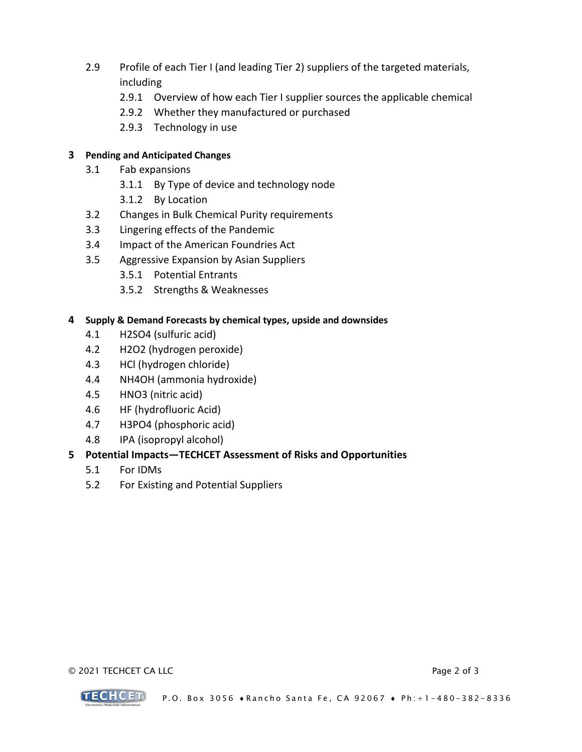- 2.9 Profile of each Tier I (and leading Tier 2) suppliers of the targeted materials, including
  - 2.9.1 Overview of how each Tier I supplier sources the applicable chemical
  - 2.9.2 Whether they manufactured or purchased
  - 2.9.3 Technology in use

**3 Pending and Anticipated Changes**

- 3.1 Fab expansions
  - 3.1.1 By Type of device and technology node
  - 3.1.2 By Location
- 3.2 Changes in Bulk Chemical Purity requirements
- 3.3 Lingering effects of the Pandemic
- 3.4 Impact of the American Foundries Act
- 3.5 Aggressive Expansion by Asian Suppliers
  - 3.5.1 Potential Entrants
  - 3.5.2 Strengths & Weaknesses

**4 Supply & Demand Forecasts by chemical types, upside and downsides**

- 4.1 $H_2SO_4$ (sulfuric acid)
- 4.2 $H_2O_2$ (hydrogen peroxide)
- 4.3 HCl (hydrogen chloride)
- 4.4 $NH_4OH$ (ammonia hydroxide)
- 4.5 $HNO_3$ (nitric acid)
- 4.6 HF (hydrofluoric Acid)
- 4.7 $H_3PO_4$ (phosphoric acid)
- 4.8 IPA (isopropyl alcohol)

**5 Potential Impacts—TECHCET Assessment of Risks and Opportunities**

- 5.1 For IDMs
- 5.2 For Existing and Potential Suppliers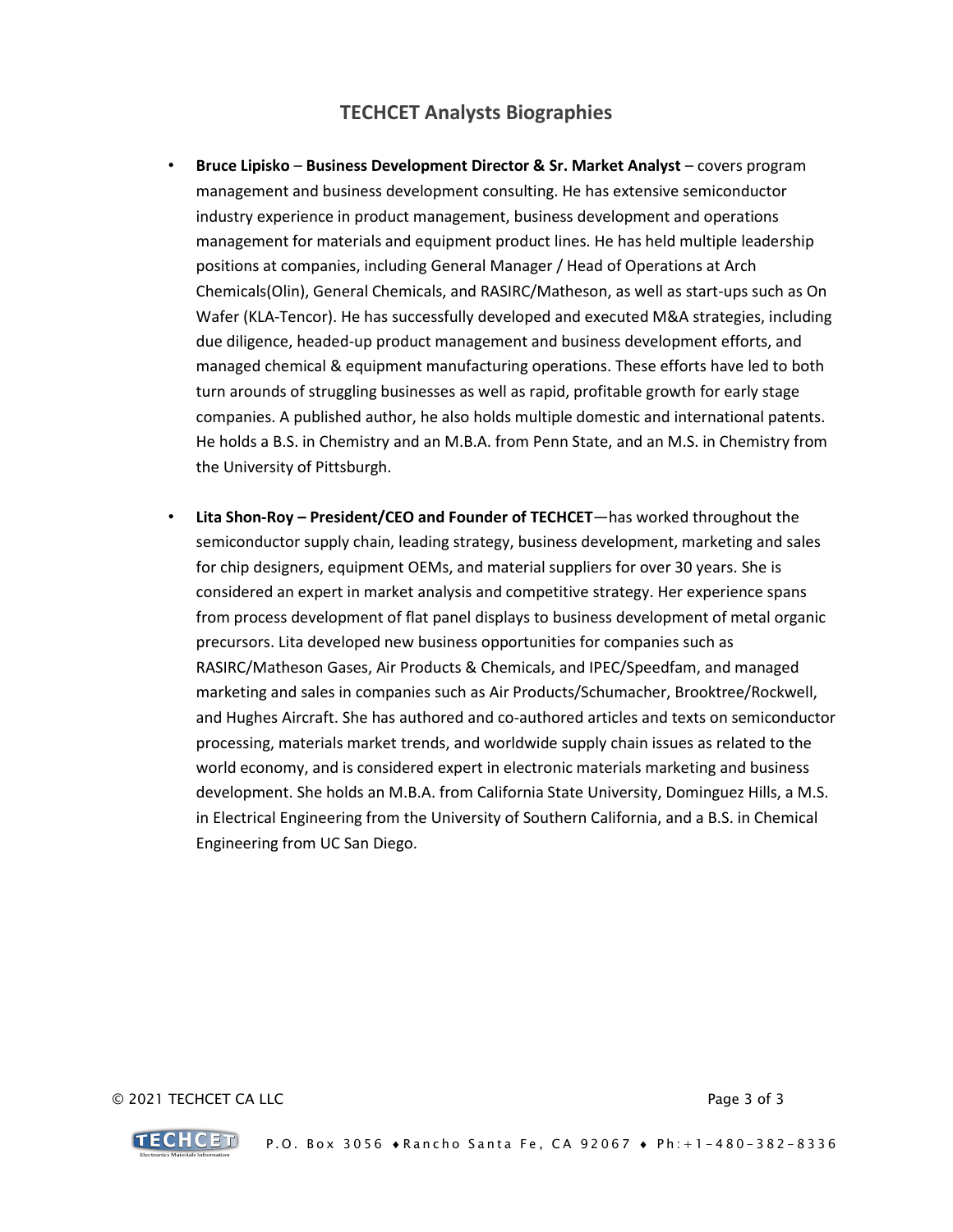## TECHCET Analysts Biographies

- **Bruce Lipisko** – **Business Development Director & Sr. Market Analyst** – covers program management and business development consulting. He has extensive semiconductor industry experience in product management, business development and operations management for materials and equipment product lines. He has held multiple leadership positions at companies, including General Manager / Head of Operations at Arch Chemicals(Olin), General Chemicals, and RASIRC/Matheson, as well as start-ups such as On Wafer (KLA-Tencor). He has successfully developed and executed M&A strategies, including due diligence, headed-up product management and business development efforts, and managed chemical & equipment manufacturing operations. These efforts have led to both turn arounds of struggling businesses as well as rapid, profitable growth for early stage companies. A published author, he also holds multiple domestic and international patents. He holds a B.S. in Chemistry and an M.B.A. from Penn State, and an M.S. in Chemistry from the University of Pittsburgh.

- **Lita Shon-Roy – President/CEO and Founder of TECHCET**—has worked throughout the semiconductor supply chain, leading strategy, business development, marketing and sales for chip designers, equipment OEMs, and material suppliers for over 30 years. She is considered an expert in market analysis and competitive strategy. Her experience spans from process development of flat panel displays to business development of metal organic precursors. Lita developed new business opportunities for companies such as RASIRC/Matheson Gases, Air Products & Chemicals, and IPEC/Speedfam, and managed marketing and sales in companies such as Air Products/Schumacher, Brooktree/Rockwell, and Hughes Aircraft. She has authored and co-authored articles and texts on semiconductor processing, materials market trends, and worldwide supply chain issues as related to the world economy, and is considered expert in electronic materials marketing and business development. She holds an M.B.A. from California State University, Dominguez Hills, a M.S. in Electrical Engineering from the University of Southern California, and a B.S. in Chemical Engineering from UC San Diego.